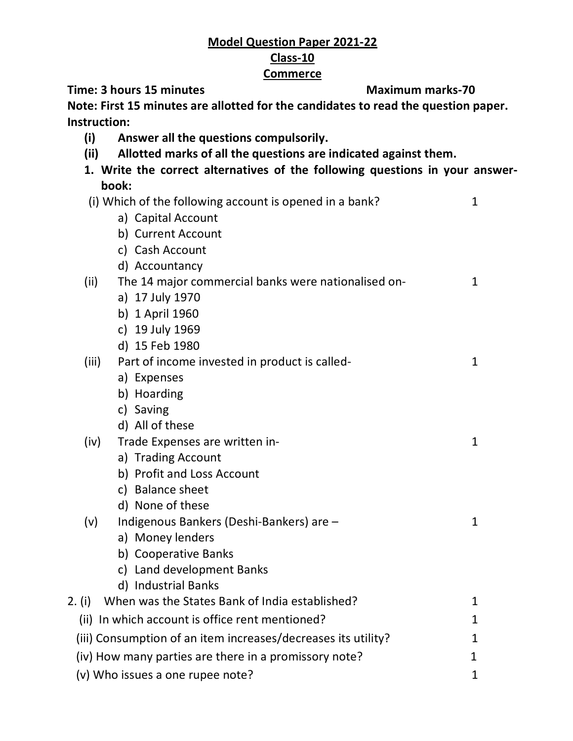# Model Question Paper 2021-22

## Class-10

## Commerce

**Time: 3 hours 15 minutes** **Maximum marks-70**

**Note: First 15 minutes are allotted for the candidates to read the question paper.**

**Instruction:**

- **(i) Answer all the questions compulsorily.**
- **(ii) Allotted marks of all the questions are indicated against them.**

**1. Write the correct alternatives of the following questions in your answer-book:**

(i) Which of the following account is opened in a bank? 1

a) Capital Account
b) Current Account
c) Cash Account
d) Accountancy

(ii) The 14 major commercial banks were nationalised on- 1

a) 17 July 1970
b) 1 April 1960
c) 19 July 1969
d) 15 Feb 1980

(iii) Part of income invested in product is called- 1

a) Expenses
b) Hoarding
c) Saving
d) All of these

(iv) Trade Expenses are written in- 1

a) Trading Account
b) Profit and Loss Account
c) Balance sheet
d) None of these

(v) Indigenous Bankers (Deshi-Bankers) are – 1

a) Money lenders
b) Cooperative Banks
c) Land development Banks
d) Industrial Banks

2. (i) When was the States Bank of India established? 1

(ii) In which account is office rent mentioned? 1

(iii) Consumption of an item increases/decreases its utility? 1

(iv) How many parties are there in a promissory note? 1

(v) Who issues a one rupee note? 1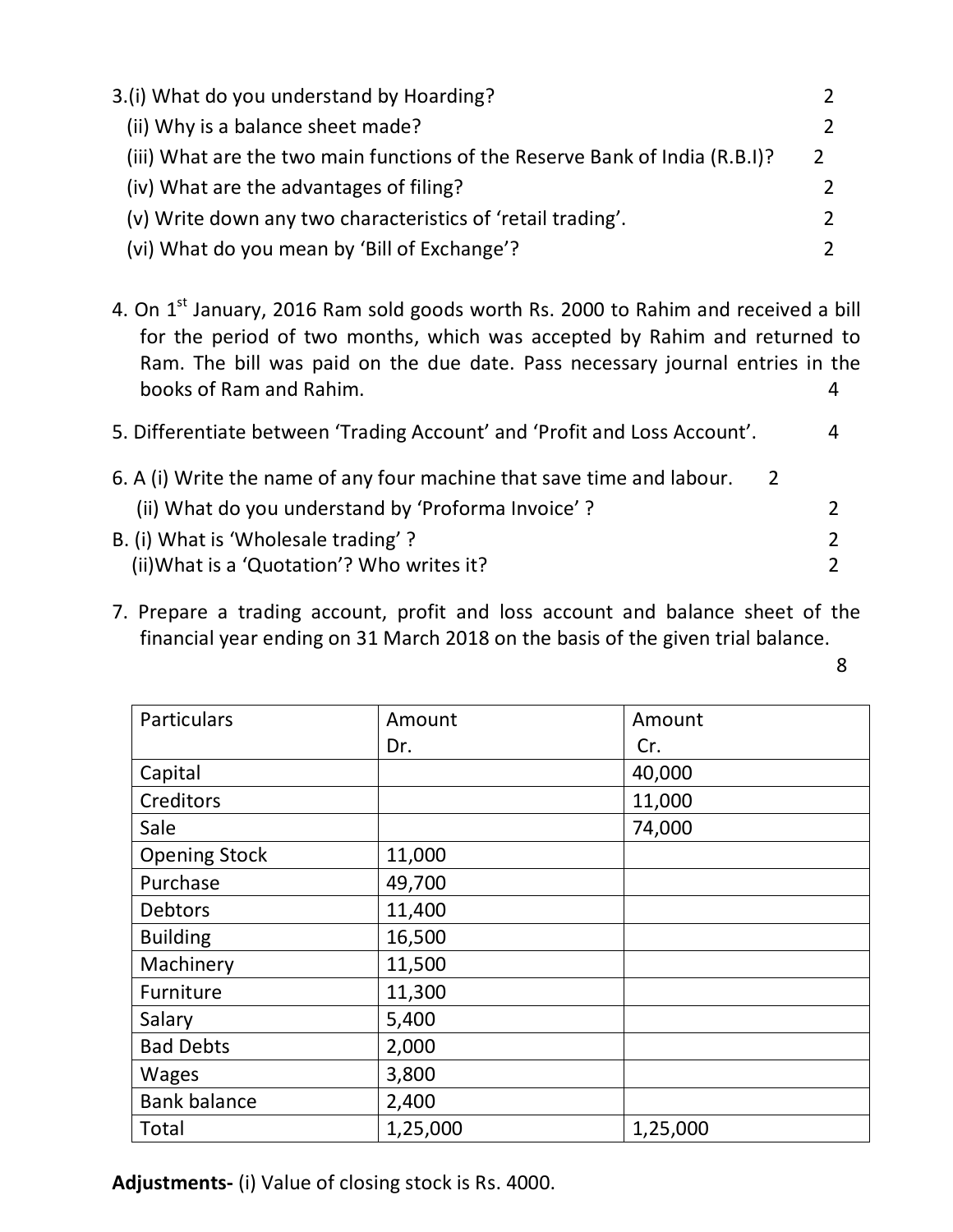3.(i) What do you understand by Hoarding? 2

(ii) Why is a balance sheet made? 2

(iii) What are the two main functions of the Reserve Bank of India (R.B.I)? 2

(iv) What are the advantages of filing? 2

(v) Write down any two characteristics of 'retail trading'. 2

(vi) What do you mean by 'Bill of Exchange'? 2

4. On 1st January, 2016 Ram sold goods worth Rs. 2000 to Rahim and received a bill for the period of two months, which was accepted by Rahim and returned to Ram. The bill was paid on the due date. Pass necessary journal entries in the books of Ram and Rahim. 4

5. Differentiate between 'Trading Account' and 'Profit and Loss Account'. 4

6. A (i) Write the name of any four machine that save time and labour. 2

(ii) What do you understand by 'Proforma Invoice' ? 2

B. (i) What is 'Wholesale trading' ? 2

(ii)What is a 'Quotation'? Who writes it? 2

7. Prepare a trading account, profit and loss account and balance sheet of the financial year ending on 31 March 2018 on the basis of the given trial balance. 8

| Particulars | Amount Dr. | Amount Cr. |
|---|---|---|
| Capital | | 40,000 |
| Creditors | | 11,000 |
| Sale | | 74,000 |
| Opening Stock | 11,000 | |
| Purchase | 49,700 | |
| Debtors | 11,400 | |
| Building | 16,500 | |
| Machinery | 11,500 | |
| Furniture | 11,300 | |
| Salary | 5,400 | |
| Bad Debts | 2,000 | |
| Wages | 3,800 | |
| Bank balance | 2,400 | |
| Total | 1,25,000 | 1,25,000 |

**Adjustments-** (i) Value of closing stock is Rs. 4000.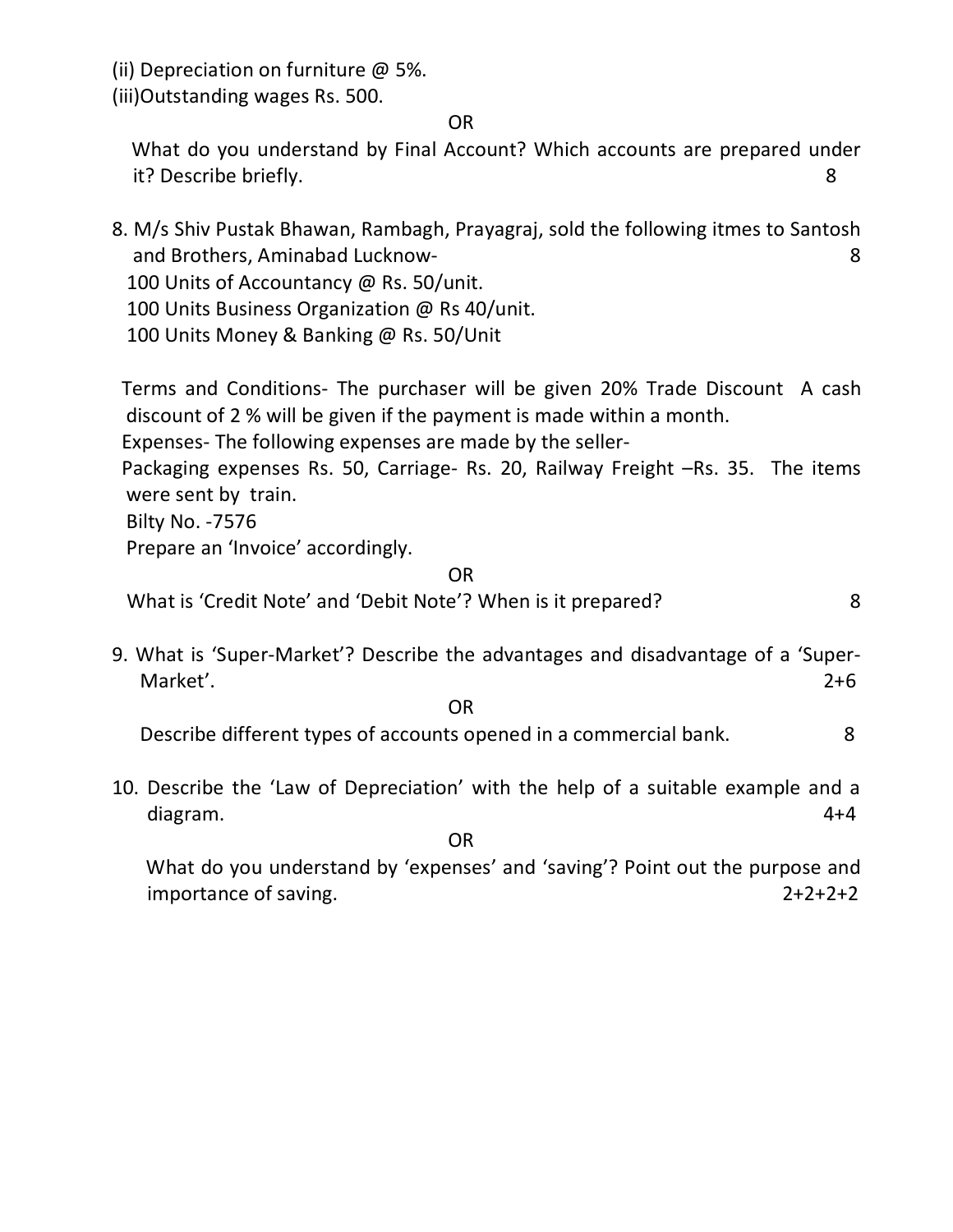(ii) Depreciation on furniture @ 5%.

(iii)Outstanding wages Rs. 500.

OR

What do you understand by Final Account? Which accounts are prepared under it? Describe briefly. 8

8. M/s Shiv Pustak Bhawan, Rambagh, Prayagraj, sold the following itmes to Santosh and Brothers, Aminabad Lucknow- 8

100 Units of Accountancy @ Rs. 50/unit.

100 Units Business Organization @ Rs 40/unit.

100 Units Money & Banking @ Rs. 50/Unit

Terms and Conditions- The purchaser will be given 20% Trade Discount A cash discount of 2 % will be given if the payment is made within a month.

Expenses- The following expenses are made by the seller-

Packaging expenses Rs. 50, Carriage- Rs. 20, Railway Freight –Rs. 35. The items were sent by train.

Bilty No. -7576

Prepare an 'Invoice' accordingly.

OR

What is 'Credit Note' and 'Debit Note'? When is it prepared? 8

9. What is 'Super-Market'? Describe the advantages and disadvantage of a 'Super-Market'. 2+6

OR

Describe different types of accounts opened in a commercial bank. 8

10. Describe the 'Law of Depreciation' with the help of a suitable example and a diagram. 4+4

OR

What do you understand by 'expenses' and 'saving'? Point out the purpose and importance of saving. 2+2+2+2